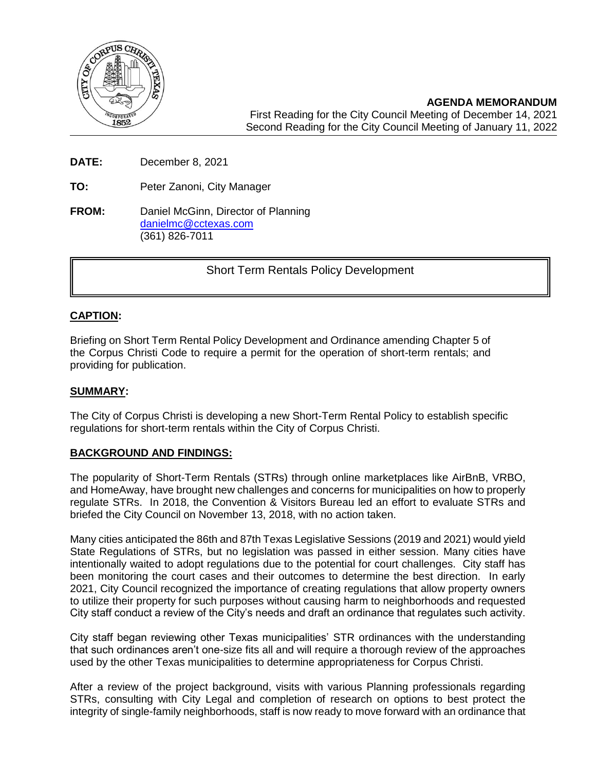**AGENDA MEMORANDUM**
First Reading for the City Council Meeting of December 14, 2021
Second Reading for the City Council Meeting of January 11, 2022

**DATE:** December 8, 2021

**TO:** Peter Zanoni, City Manager

**FROM:** Daniel McGinn, Director of Planning
danielmc@cctexas.com
(361) 826-7011

Short Term Rentals Policy Development

## CAPTION:

Briefing on Short Term Rental Policy Development and Ordinance amending Chapter 5 of the Corpus Christi Code to require a permit for the operation of short-term rentals; and providing for publication.

## SUMMARY:

The City of Corpus Christi is developing a new Short-Term Rental Policy to establish specific regulations for short-term rentals within the City of Corpus Christi.

## BACKGROUND AND FINDINGS:

The popularity of Short-Term Rentals (STRs) through online marketplaces like AirBnB, VRBO, and HomeAway, have brought new challenges and concerns for municipalities on how to properly regulate STRs. In 2018, the Convention & Visitors Bureau led an effort to evaluate STRs and briefed the City Council on November 13, 2018, with no action taken.

Many cities anticipated the 86th and 87th Texas Legislative Sessions (2019 and 2021) would yield State Regulations of STRs, but no legislation was passed in either session. Many cities have intentionally waited to adopt regulations due to the potential for court challenges. City staff has been monitoring the court cases and their outcomes to determine the best direction. In early 2021, City Council recognized the importance of creating regulations that allow property owners to utilize their property for such purposes without causing harm to neighborhoods and requested City staff conduct a review of the City's needs and draft an ordinance that regulates such activity.

City staff began reviewing other Texas municipalities' STR ordinances with the understanding that such ordinances aren't one-size fits all and will require a thorough review of the approaches used by the other Texas municipalities to determine appropriateness for Corpus Christi.

After a review of the project background, visits with various Planning professionals regarding STRs, consulting with City Legal and completion of research on options to best protect the integrity of single-family neighborhoods, staff is now ready to move forward with an ordinance that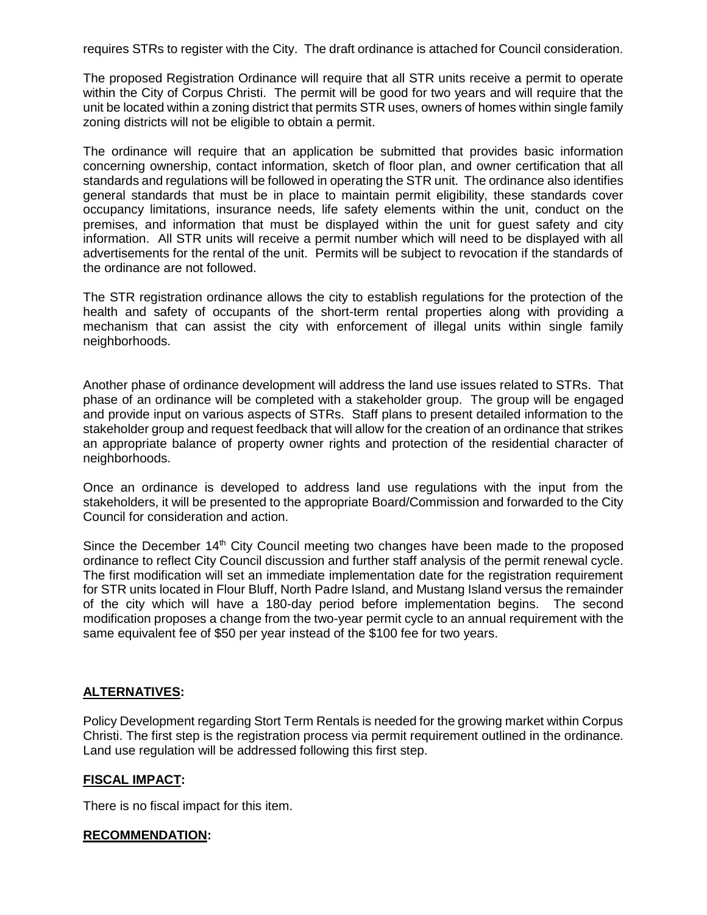requires STRs to register with the City. The draft ordinance is attached for Council consideration.

The proposed Registration Ordinance will require that all STR units receive a permit to operate within the City of Corpus Christi. The permit will be good for two years and will require that the unit be located within a zoning district that permits STR uses, owners of homes within single family zoning districts will not be eligible to obtain a permit.

The ordinance will require that an application be submitted that provides basic information concerning ownership, contact information, sketch of floor plan, and owner certification that all standards and regulations will be followed in operating the STR unit. The ordinance also identifies general standards that must be in place to maintain permit eligibility, these standards cover occupancy limitations, insurance needs, life safety elements within the unit, conduct on the premises, and information that must be displayed within the unit for guest safety and city information. All STR units will receive a permit number which will need to be displayed with all advertisements for the rental of the unit. Permits will be subject to revocation if the standards of the ordinance are not followed.

The STR registration ordinance allows the city to establish regulations for the protection of the health and safety of occupants of the short-term rental properties along with providing a mechanism that can assist the city with enforcement of illegal units within single family neighborhoods.

Another phase of ordinance development will address the land use issues related to STRs. That phase of an ordinance will be completed with a stakeholder group. The group will be engaged and provide input on various aspects of STRs. Staff plans to present detailed information to the stakeholder group and request feedback that will allow for the creation of an ordinance that strikes an appropriate balance of property owner rights and protection of the residential character of neighborhoods.

Once an ordinance is developed to address land use regulations with the input from the stakeholders, it will be presented to the appropriate Board/Commission and forwarded to the City Council for consideration and action.

Since the December 14th City Council meeting two changes have been made to the proposed ordinance to reflect City Council discussion and further staff analysis of the permit renewal cycle. The first modification will set an immediate implementation date for the registration requirement for STR units located in Flour Bluff, North Padre Island, and Mustang Island versus the remainder of the city which will have a 180-day period before implementation begins. The second modification proposes a change from the two-year permit cycle to an annual requirement with the same equivalent fee of $50 per year instead of the $100 fee for two years.

## ALTERNATIVES:

Policy Development regarding Stort Term Rentals is needed for the growing market within Corpus Christi. The first step is the registration process via permit requirement outlined in the ordinance. Land use regulation will be addressed following this first step.

## FISCAL IMPACT:

There is no fiscal impact for this item.

## RECOMMENDATION: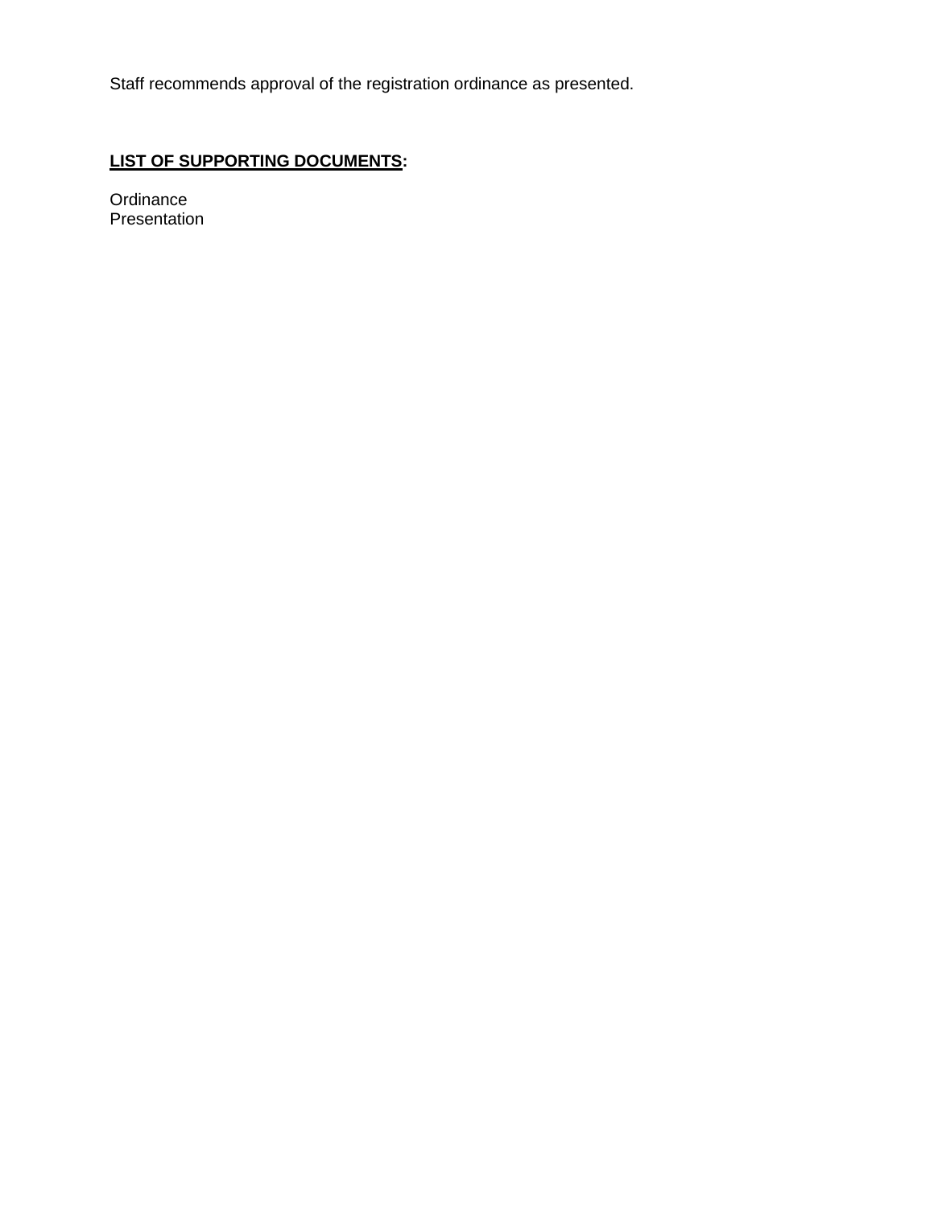Staff recommends approval of the registration ordinance as presented.

**LIST OF SUPPORTING DOCUMENTS:**

Ordinance
Presentation